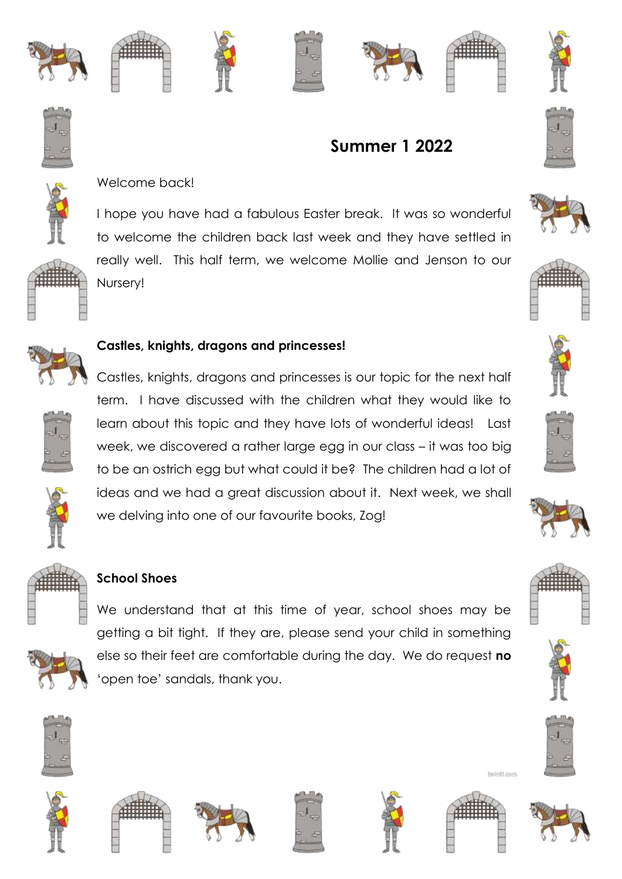# Summer 1 2022

Welcome back!

I hope you have had a fabulous Easter break. It was so wonderful to welcome the children back last week and they have settled in really well. This half term, we welcome Mollie and Jenson to our Nursery!

**Castles, knights, dragons and princesses!**

Castles, knights, dragons and princesses is our topic for the next half term. I have discussed with the children what they would like to learn about this topic and they have lots of wonderful ideas! Last week, we discovered a rather large egg in our class – it was too big to be an ostrich egg but what could it be? The children had a lot of ideas and we had a great discussion about it. Next week, we shall we delving into one of our favourite books, Zog!

**School Shoes**

We understand that at this time of year, school shoes may be getting a bit tight. If they are, please send your child in something else so their feet are comfortable during the day. We do request **no** 'open toe' sandals, thank you.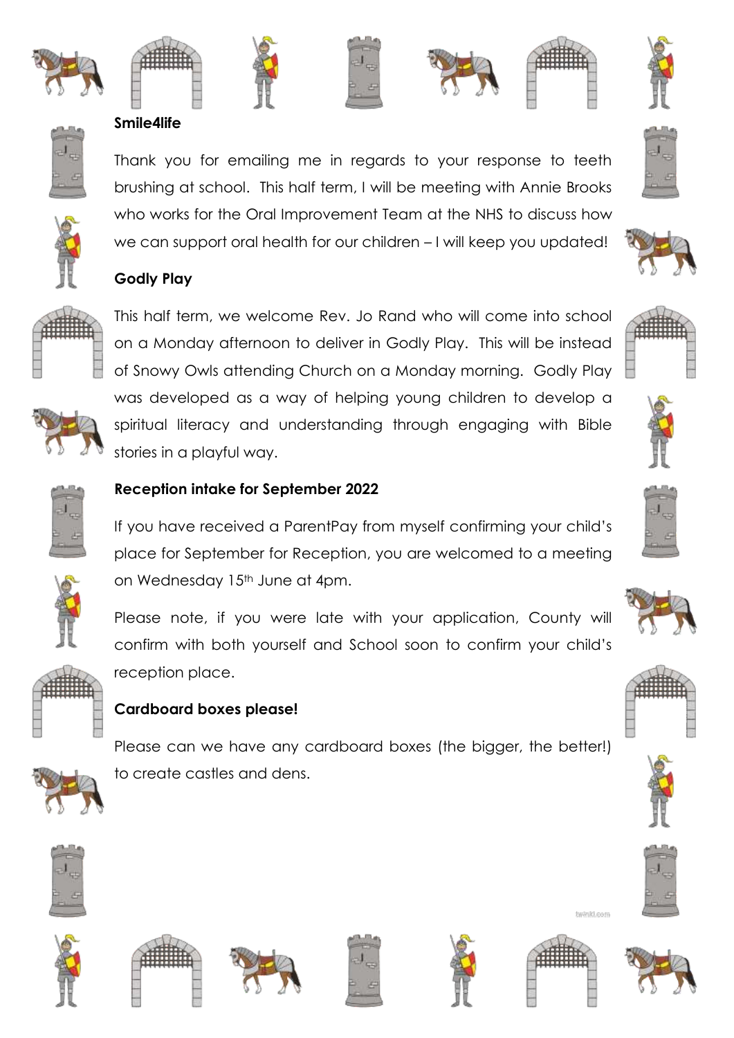**Smile4life**

Thank you for emailing me in regards to your response to teeth brushing at school. This half term, I will be meeting with Annie Brooks who works for the Oral Improvement Team at the NHS to discuss how we can support oral health for our children – I will keep you updated!

**Godly Play**

This half term, we welcome Rev. Jo Rand who will come into school on a Monday afternoon to deliver in Godly Play. This will be instead of Snowy Owls attending Church on a Monday morning. Godly Play was developed as a way of helping young children to develop a spiritual literacy and understanding through engaging with Bible stories in a playful way.

**Reception intake for September 2022**

If you have received a ParentPay from myself confirming your child's place for September for Reception, you are welcomed to a meeting on Wednesday 15th June at 4pm.

Please note, if you were late with your application, County will confirm with both yourself and School soon to confirm your child's reception place.

**Cardboard boxes please!**

Please can we have any cardboard boxes (the bigger, the better!) to create castles and dens.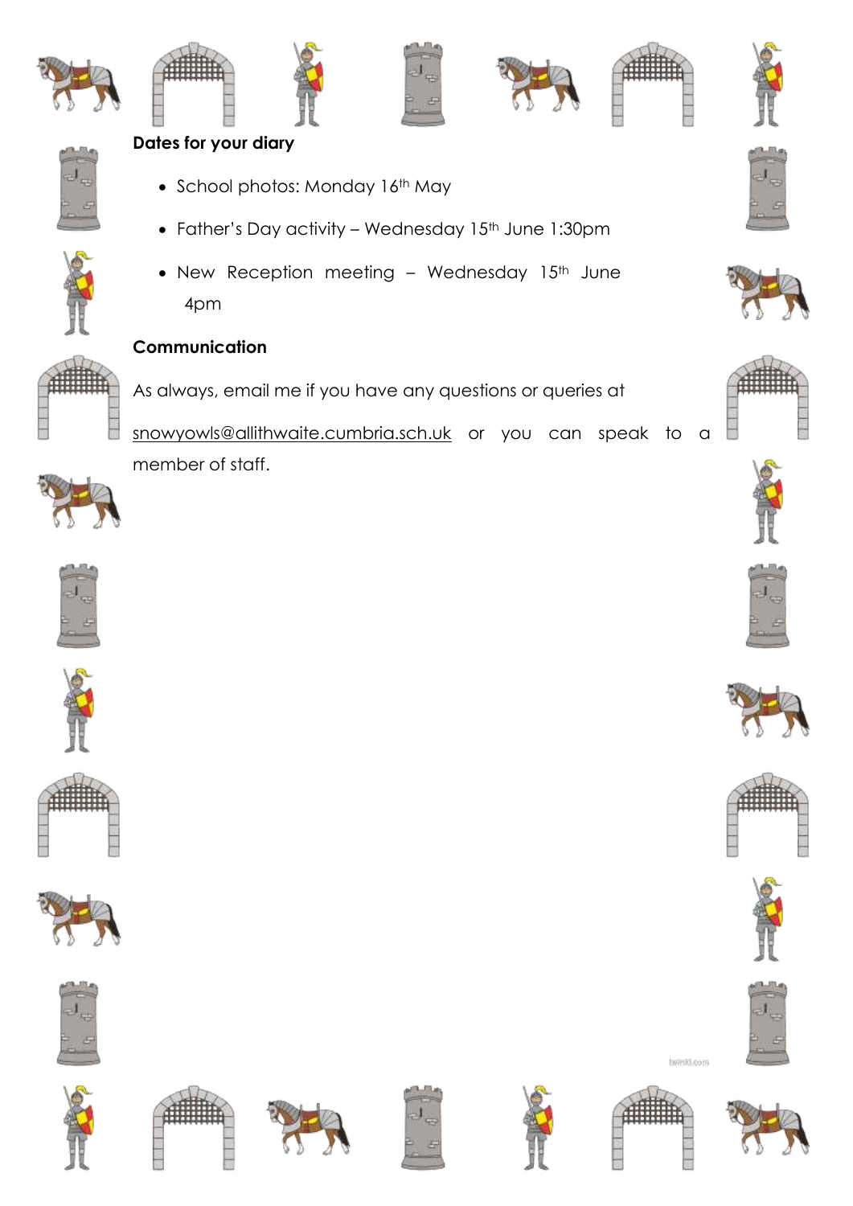**Dates for your diary**

- School photos: Monday 16th May
- Father's Day activity – Wednesday 15th June 1:30pm
- New Reception meeting – Wednesday 15th June 4pm

**Communication**

As always, email me if you have any questions or queries at snowyowls@allithwaite.cumbria.sch.uk or you can speak to a member of staff.